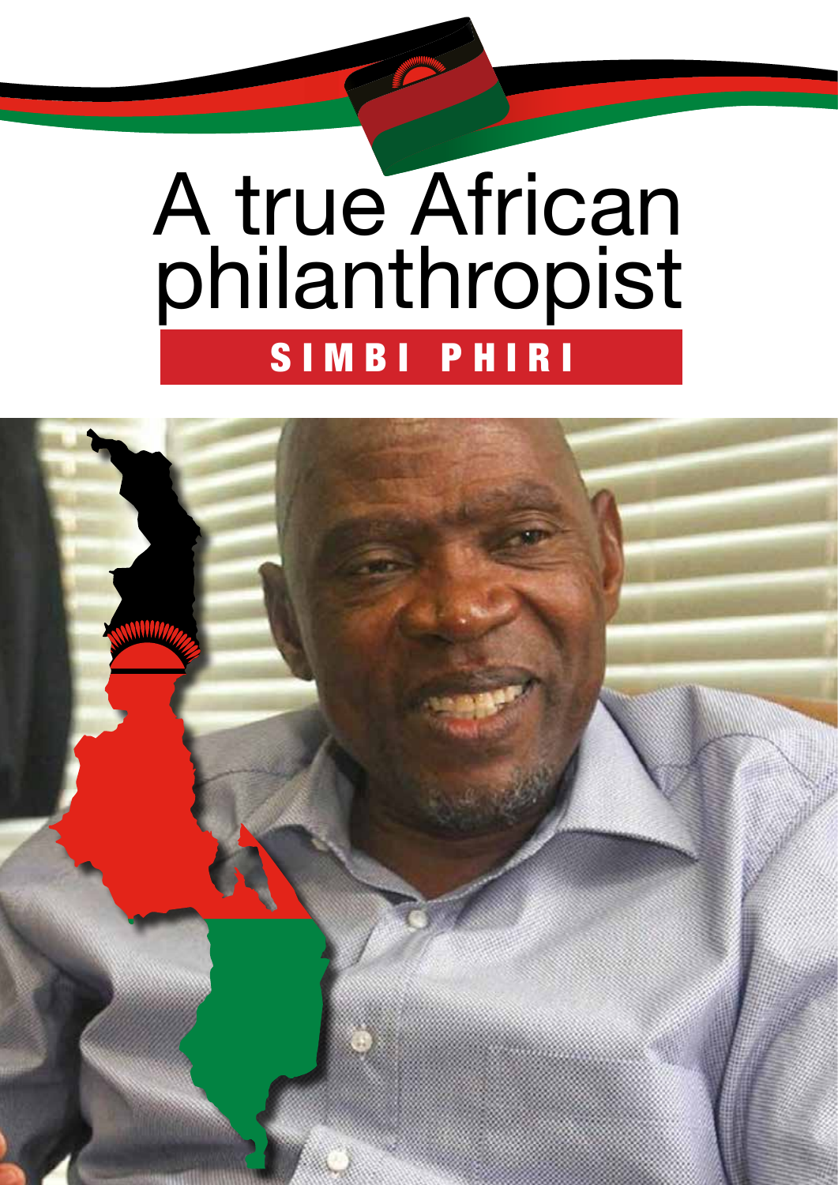# A true African philanthropist

## SIMBI PHIRI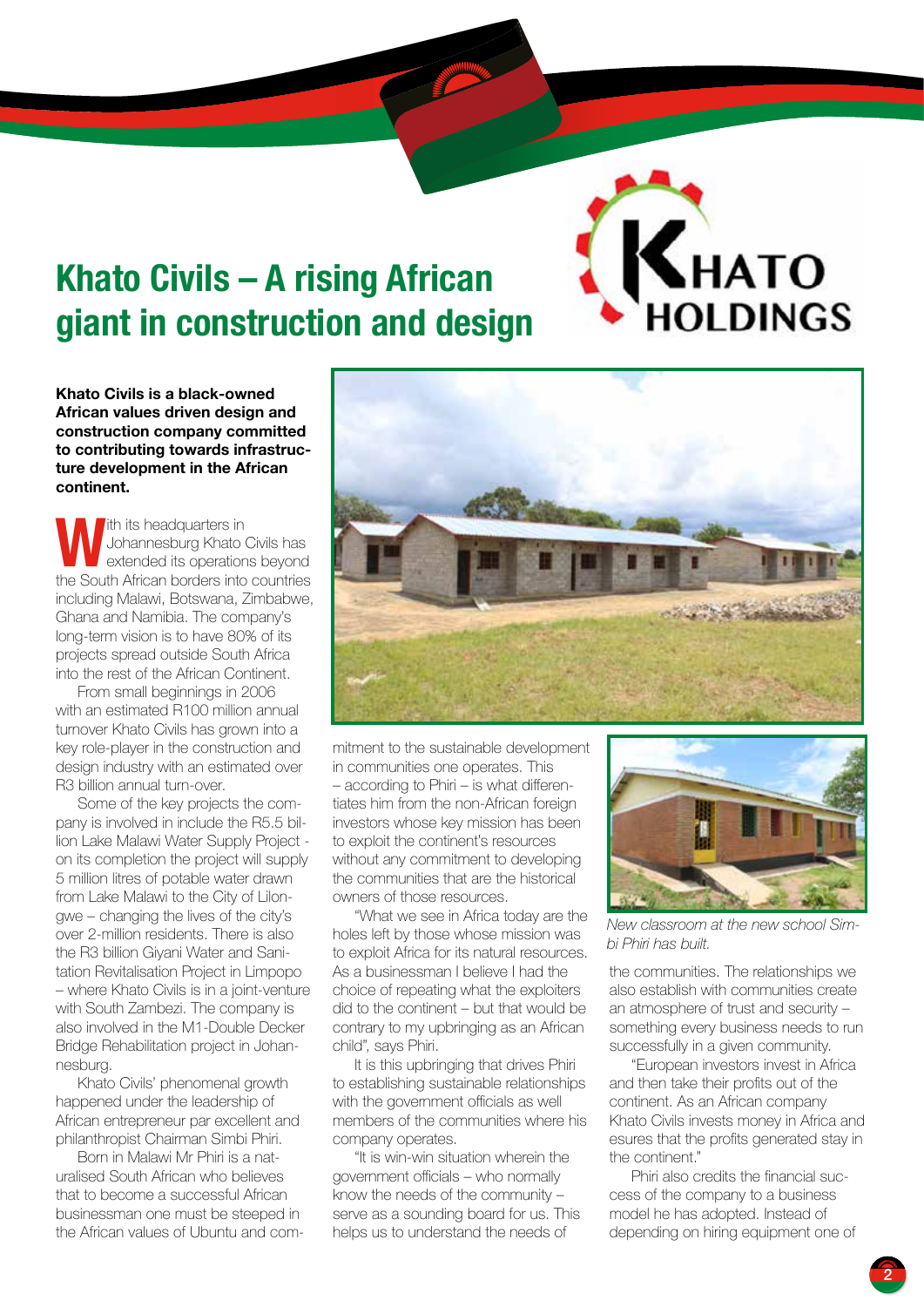# Khato Civils – A rising African giant in construction and design

**Khato Civils is a black-owned African values driven design and construction company committed to contributing towards infrastructure development in the African continent.**

With its headquarters in Johannesburg Khato Civils has extended its operations beyond the South African borders into countries including Malawi, Botswana, Zimbabwe, Ghana and Namibia. The company's long-term vision is to have 80% of its projects spread outside South Africa into the rest of the African Continent.

From small beginnings in 2006 with an estimated R100 million annual turnover Khato Civils has grown into a key role-player in the construction and design industry with an estimated over R3 billion annual turn-over.

Some of the key projects the company is involved in include the R5.5 billion Lake Malawi Water Supply Project - on its completion the project will supply 5 million litres of potable water drawn from Lake Malawi to the City of Lilongwe – changing the lives of the city's over 2-million residents. There is also the R3 billion Giyani Water and Sanitation Revitalisation Project in Limpopo – where Khato Civils is in a joint-venture with South Zambezi. The company is also involved in the M1-Double Decker Bridge Rehabilitation project in Johannesburg.

Khato Civils' phenomenal growth happened under the leadership of African entrepreneur par excellent and philanthropist Chairman Simbi Phiri.

Born in Malawi Mr Phiri is a naturalised South African who believes that to become a successful African businessman one must be steeped in the African values of Ubuntu and commitment to the sustainable development in communities one operates. This – according to Phiri – is what differentiates him from the non-African foreign investors whose key mission has been to exploit the continent's resources without any commitment to developing the communities that are the historical owners of those resources.

"What we see in Africa today are the holes left by those whose mission was to exploit Africa for its natural resources. As a businessman I believe I had the choice of repeating what the exploiters did to the continent – but that would be contrary to my upbringing as an African child", says Phiri.

It is this upbringing that drives Phiri to establishing sustainable relationships with the government officials as well members of the communities where his company operates.

"It is win-win situation wherein the government officials – who normally know the needs of the community – serve as a sounding board for us. This helps us to understand the needs of the communities. The relationships we also establish with communities create an atmosphere of trust and security – something every business needs to run successfully in a given community.

*New classroom at the new school Simbi Phiri has built.*

"European investors invest in Africa and then take their profits out of the continent. As an African company Khato Civils invests money in Africa and esures that the profits generated stay in the continent."

Phiri also credits the financial success of the company to a business model he has adopted. Instead of depending on hiring equipment one of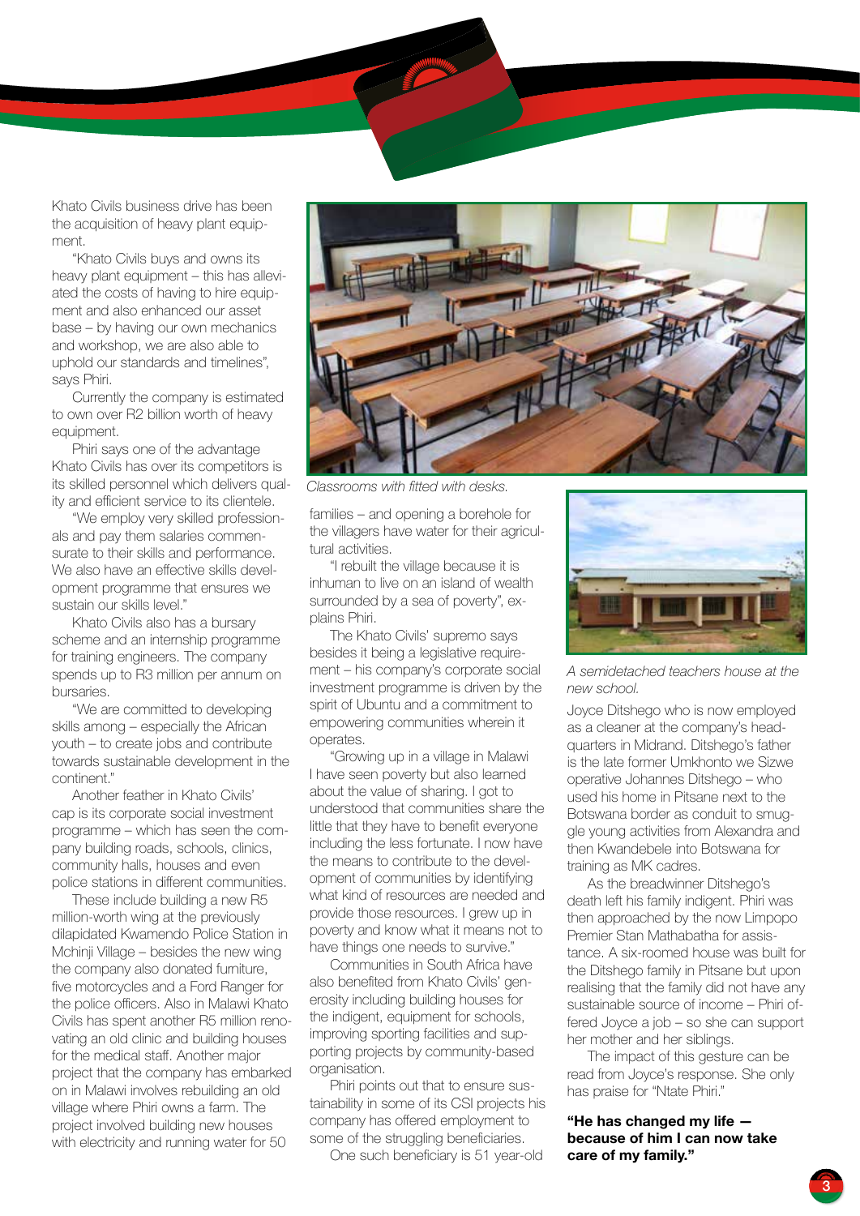Khato Civils business drive has been the acquisition of heavy plant equipment.

"Khato Civils buys and owns its heavy plant equipment – this has alleviated the costs of having to hire equipment and also enhanced our asset base – by having our own mechanics and workshop, we are also able to uphold our standards and timelines", says Phiri.

Currently the company is estimated to own over R2 billion worth of heavy equipment.

Phiri says one of the advantage Khato Civils has over its competitors is its skilled personnel which delivers quality and efficient service to its clientele.

"We employ very skilled professionals and pay them salaries commensurate to their skills and performance. We also have an effective skills development programme that ensures we sustain our skills level."

Khato Civils also has a bursary scheme and an internship programme for training engineers. The company spends up to R3 million per annum on bursaries.

"We are committed to developing skills among – especially the African youth – to create jobs and contribute towards sustainable development in the continent."

Another feather in Khato Civils' cap is its corporate social investment programme – which has seen the company building roads, schools, clinics, community halls, houses and even police stations in different communities.

These include building a new R5 million-worth wing at the previously dilapidated Kwamendo Police Station in Mchinji Village – besides the new wing the company also donated furniture, five motorcycles and a Ford Ranger for the police officers. Also in Malawi Khato Civils has spent another R5 million renovating an old clinic and building houses for the medical staff. Another major project that the company has embarked on in Malawi involves rebuilding an old village where Phiri owns a farm. The project involved building new houses with electricity and running water for 50 families – and opening a borehole for the villagers have water for their agricultural activities.

*Classrooms with fitted with desks.*

"I rebuilt the village because it is inhuman to live on an island of wealth surrounded by a sea of poverty", explains Phiri.

The Khato Civils' supremo says besides it being a legislative requirement – his company's corporate social investment programme is driven by the spirit of Ubuntu and a commitment to empowering communities wherein it operates.

"Growing up in a village in Malawi I have seen poverty but also learned about the value of sharing. I got to understood that communities share the little that they have to benefit everyone including the less fortunate. I now have the means to contribute to the development of communities by identifying what kind of resources are needed and provide those resources. I grew up in poverty and know what it means not to have things one needs to survive."

Communities in South Africa have also benefited from Khato Civils' generosity including building houses for the indigent, equipment for schools, improving sporting facilities and supporting projects by community-based organisation.

Phiri points out that to ensure sustainability in some of its CSI projects his company has offered employment to some of the struggling beneficiaries.

One such beneficiary is 51 year-old Joyce Ditshego who is now employed as a cleaner at the company's headquarters in Midrand. Ditshego's father is the late former Umkhonto we Sizwe operative Johannes Ditshego – who used his home in Pitsane next to the Botswana border as conduit to smuggle young activities from Alexandra and then Kwandebele into Botswana for training as MK cadres.

*A semidetached teachers house at the new school.*

As the breadwinner Ditshego's death left his family indigent. Phiri was then approached by the now Limpopo Premier Stan Mathabatha for assistance. A six-roomed house was built for the Ditshego family in Pitsane but upon realising that the family did not have any sustainable source of income – Phiri offered Joyce a job – so she can support her mother and her siblings.

The impact of this gesture can be read from Joyce's response. She only has praise for "Ntate Phiri."

**"He has changed my life — because of him I can now take care of my family."**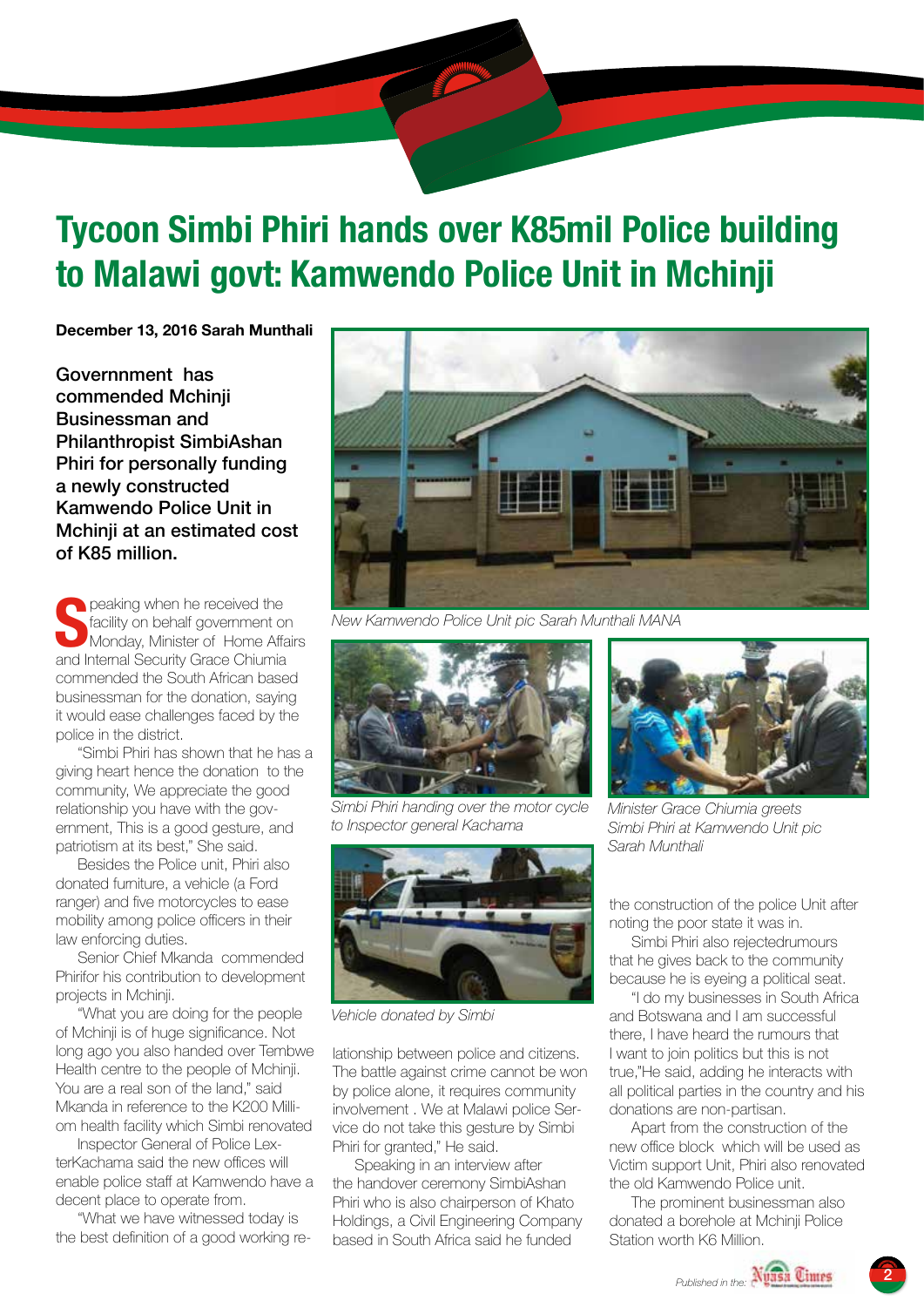# Tycoon Simbi Phiri hands over K85mil Police building to Malawi govt: Kamwendo Police Unit in Mchinji

**December 13, 2016 Sarah Munthali**

**Governnment has commended Mchinji Businessman and Philanthropist SimbiAshan Phiri for personally funding a newly constructed Kamwendo Police Unit in Mchinji at an estimated cost of K85 million.**

Speaking when he received the facility on behalf government on Monday, Minister of Home Affairs and Internal Security Grace Chiumia commended the South African based businessman for the donation, saying it would ease challenges faced by the police in the district.

"Simbi Phiri has shown that he has a giving heart hence the donation to the community, We appreciate the good relationship you have with the government, This is a good gesture, and patriotism at its best," She said.

Besides the Police unit, Phiri also donated furniture, a vehicle (a Ford ranger) and five motorcycles to ease mobility among police officers in their law enforcing duties.

Senior Chief Mkanda commended Phirifor his contribution to development projects in Mchinji.

"What you are doing for the people of Mchinji is of huge significance. Not long ago you also handed over Tembwe Health centre to the people of Mchinji. You are a real son of the land," said Mkanda in reference to the K200 Milliom health facility which Simbi renovated

Inspector General of Police LexterKachama said the new offices will enable police staff at Kamwendo have a decent place to operate from.

"What we have witnessed today is the best definition of a good working relationship between police and citizens. The battle against crime cannot be won by police alone, it requires community involvement . We at Malawi police Service do not take this gesture by Simbi Phiri for granted," He said.

Speaking in an interview after the handover ceremony SimbiAshan Phiri who is also chairperson of Khato Holdings, a Civil Engineering Company based in South Africa said he funded the construction of the police Unit after noting the poor state it was in.

Simbi Phiri also rejectedrumours that he gives back to the community because he is eyeing a political seat.

"I do my businesses in South Africa and Botswana and I am successful there, I have heard the rumours that I want to join politics but this is not true,"He said, adding he interacts with all political parties in the country and his donations are non-partisan.

Apart from the construction of the new office block which will be used as Victim support Unit, Phiri also renovated the old Kamwendo Police unit.

The prominent businessman also donated a borehole at Mchinji Police Station worth K6 Million.

*New Kamwendo Police Unit pic Sarah Munthali MANA*

*Simbi Phiri handing over the motor cycle to Inspector general Kachama*

*Minister Grace Chiumia greets Simbi Phiri at Kamwendo Unit pic Sarah Munthali*

*Vehicle donated by Simbi*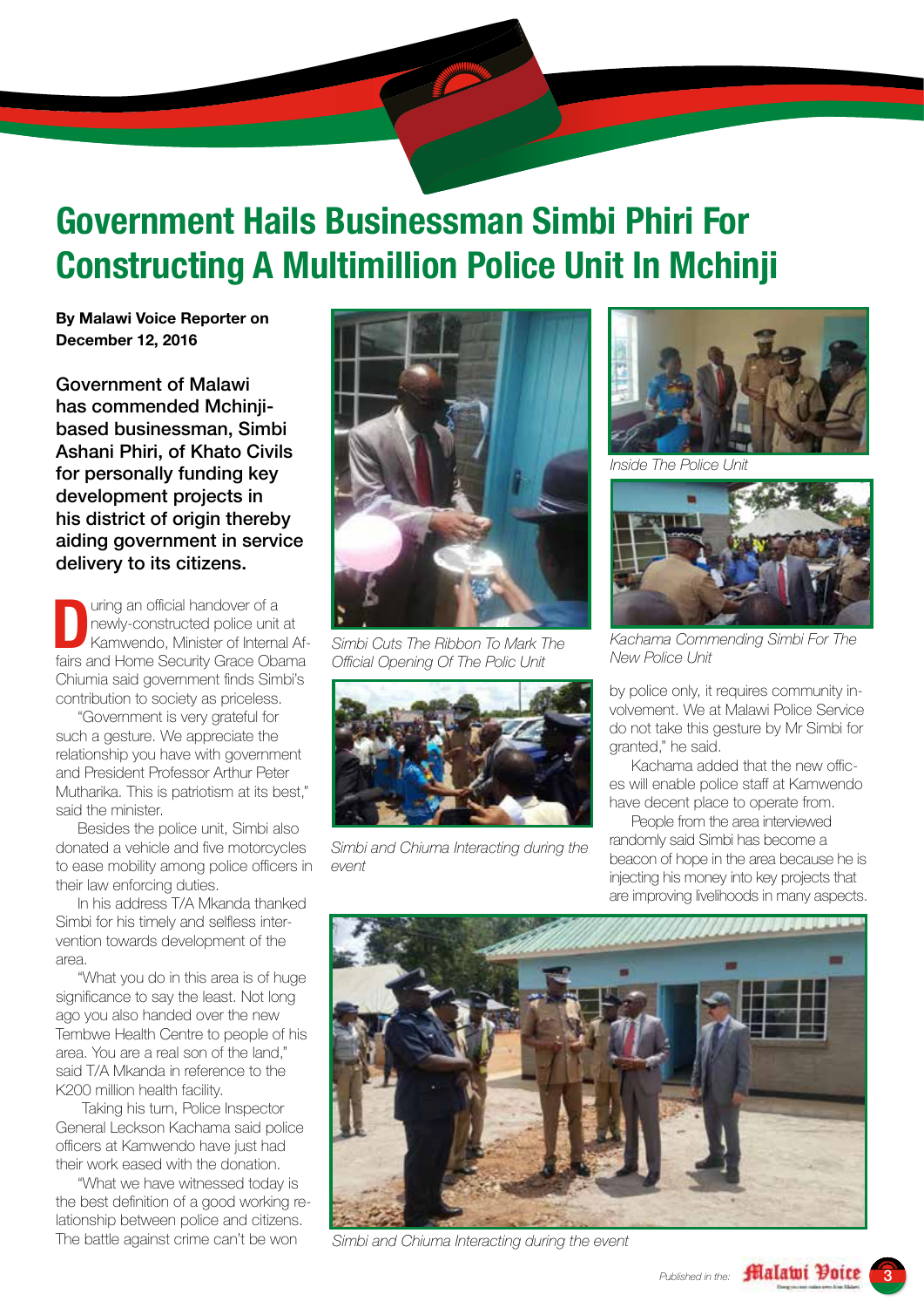# Government Hails Businessman Simbi Phiri For Constructing A Multimillion Police Unit In Mchinji

**By Malawi Voice Reporter on December 12, 2016**

**Government of Malawi has commended Mchinji-based businessman, Simbi Ashani Phiri, of Khato Civils for personally funding key development projects in his district of origin thereby aiding government in service delivery to its citizens.**

During an official handover of a newly-constructed police unit at Kamwendo, Minister of Internal Affairs and Home Security Grace Obama Chiumia said government finds Simbi's contribution to society as priceless.

"Government is very grateful for such a gesture. We appreciate the relationship you have with government and President Professor Arthur Peter Mutharika. This is patriotism at its best," said the minister.

Besides the police unit, Simbi also donated a vehicle and five motorcycles to ease mobility among police officers in their law enforcing duties.

In his address T/A Mkanda thanked Simbi for his timely and selfless intervention towards development of the area.

"What you do in this area is of huge significance to say the least. Not long ago you also handed over the new Tembwe Health Centre to people of his area. You are a real son of the land," said T/A Mkanda in reference to the K200 million health facility.

Taking his turn, Police Inspector General Leckson Kachama said police officers at Kamwendo have just had their work eased with the donation.

"What we have witnessed today is the best definition of a good working relationship between police and citizens. The battle against crime can't be won by police only, it requires community involvement. We at Malawi Police Service do not take this gesture by Mr Simbi for granted," he said.

Kachama added that the new offices will enable police staff at Kamwendo have decent place to operate from.

People from the area interviewed randomly said Simbi has become a beacon of hope in the area because he is injecting his money into key projects that are improving livelihoods in many aspects.

*Simbi Cuts The Ribbon To Mark The Official Opening Of The Polic Unit*

*Simbi and Chiuma Interacting during the event*

*Inside The Police Unit*

*Kachama Commending Simbi For The New Police Unit*

*Simbi and Chiuma Interacting during the event*

Published in the: Malawi Voice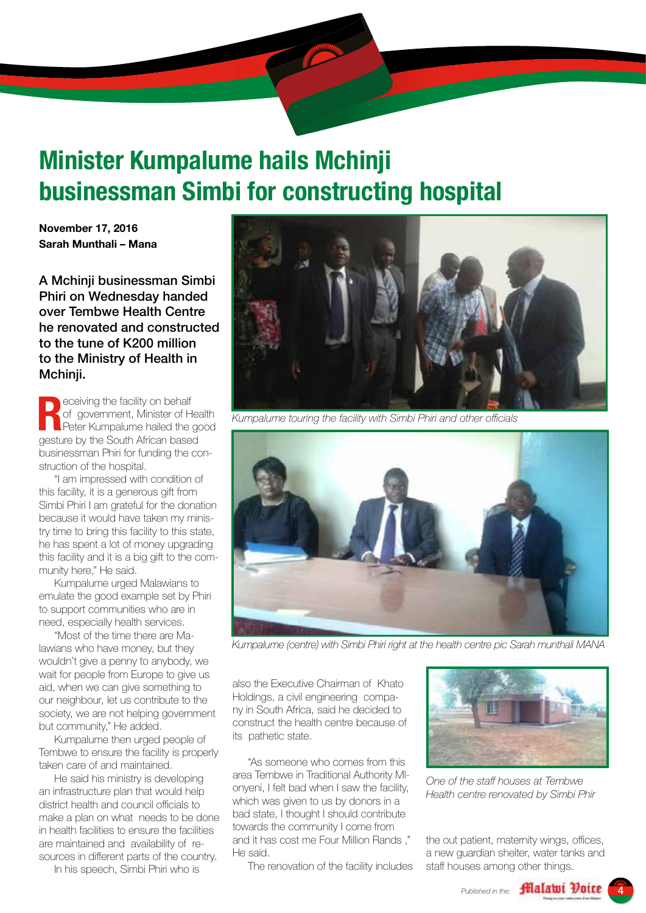# Minister Kumpalume hails Mchinji businessman Simbi for constructing hospital

**November 17, 2016**
**Sarah Munthali – Mana**

**A Mchinji businessman Simbi Phiri on Wednesday handed over Tembwe Health Centre he renovated and constructed to the tune of K200 million to the Ministry of Health in Mchinji.**

Receiving the facility on behalf of government, Minister of Health Peter Kumpalume hailed the good gesture by the South African based businessman Phiri for funding the construction of the hospital.

"I am impressed with condition of this facility, it is a generous gift from Simbi Phiri I am grateful for the donation because it would have taken my ministry time to bring this facility to this state, he has spent a lot of money upgrading this facility and it is a big gift to the community here," He said.

Kumpalume urged Malawians to emulate the good example set by Phiri to support communities who are in need, especially health services.

"Most of the time there are Malawians who have money, but they wouldn't give a penny to anybody, we wait for people from Europe to give us aid, when we can give something to our neighbour, let us contribute to the society, we are not helping government but community," He added.

Kumpalume then urged people of Tembwe to ensure the facility is properly taken care of and maintained.

He said his ministry is developing an infrastructure plan that would help district health and council officials to make a plan on what needs to be done in health facilities to ensure the facilities are maintained and availability of resources in different parts of the country.

In his speech, Simbi Phiri who is also the Executive Chairman of Khato Holdings, a civil engineering company in South Africa, said he decided to construct the health centre because of its pathetic state.

"As someone who comes from this area Tembwe in Traditional Authority Mlonyeni, I felt bad when I saw the facility, which was given to us by donors in a bad state, I thought I should contribute towards the community I come from and it has cost me Four Million Rands ," He said.

The renovation of the facility includes the out patient, maternity wings, offices, a new guardian shelter, water tanks and staff houses among other things.

*Kumpalume touring the facility with Simbi Phiri and other officials*

*Kumpalume (centre) with Simbi Phiri right at the health centre pic Sarah munthali MANA*

*One of the staff houses at Tembwe Health centre renovated by Simbi Phir*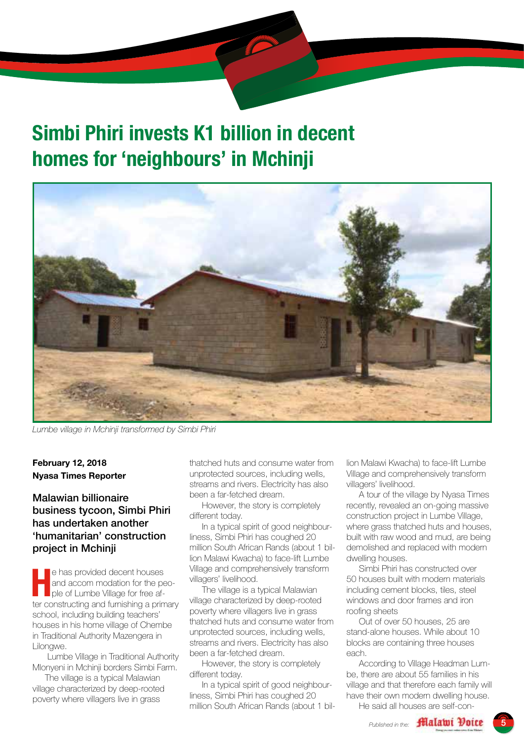# Simbi Phiri invests K1 billion in decent homes for 'neighbours' in Mchinji

*Lumbe village in Mchinji transformed by Simbi Phiri*

**February 12, 2018**
**Nyasa Times Reporter**

### Malawian billionaire business tycoon, Simbi Phiri has undertaken another 'humanitarian' construction project in Mchinji

He has provided decent houses and accom modation for the people of Lumbe Village for free after constructing and furnishing a primary school, including building teachers' houses in his home village of Chembe in Traditional Authority Mazengera in Lilongwe.

Lumbe Village in Traditional Authority Mlonyeni in Mchinji borders Simbi Farm.

The village is a typical Malawian village characterized by deep-rooted poverty where villagers live in grass thatched huts and consume water from unprotected sources, including wells, streams and rivers. Electricity has also been a far-fetched dream.

However, the story is completely different today.

In a typical spirit of good neighbourliness, Simbi Phiri has coughed 20 million South African Rands (about 1 billion Malawi Kwacha) to face-lift Lumbe Village and comprehensively transform villagers' livelihood.

The village is a typical Malawian village characterized by deep-rooted poverty where villagers live in grass thatched huts and consume water from unprotected sources, including wells, streams and rivers. Electricity has also been a far-fetched dream.

However, the story is completely different today.

In a typical spirit of good neighbourliness, Simbi Phiri has coughed 20 million South African Rands (about 1 billion Malawi Kwacha) to face-lift Lumbe Village and comprehensively transform villagers' livelihood.

A tour of the village by Nyasa Times recently, revealed an on-going massive construction project in Lumbe Village, where grass thatched huts and houses, built with raw wood and mud, are being demolished and replaced with modern dwelling houses.

Simbi Phiri has constructed over 50 houses built with modern materials including cement blocks, tiles, steel windows and door frames and iron roofing sheets

Out of over 50 houses, 25 are stand-alone houses. While about 10 blocks are containing three houses each.

According to Village Headman Lumbe, there are about 55 families in his village and that therefore each family will have their own modern dwelling house.

He said all houses are self-con-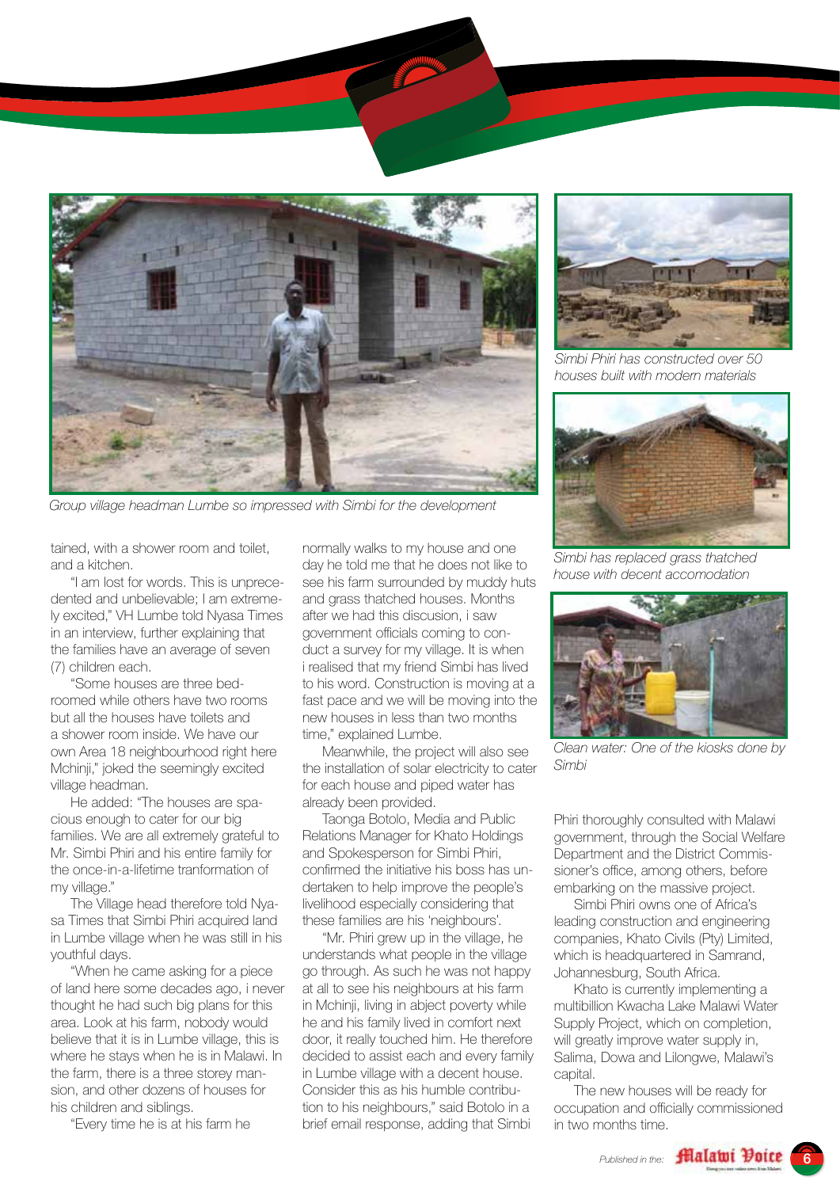Group village headman Lumbe so impressed with Simbi for the development

Simbi Phiri has constructed over 50 houses built with modern materials

Simbi has replaced grass thatched house with decent accomodation

Clean water: One of the kiosks done by Simbi

tained, with a shower room and toilet, and a kitchen.

"I am lost for words. This is unprecedented and unbelievable; I am extremely excited," VH Lumbe told Nyasa Times in an interview, further explaining that the families have an average of seven (7) children each.

"Some houses are three bedroomed while others have two rooms but all the houses have toilets and a shower room inside. We have our own Area 18 neighbourhood right here Mchinji," joked the seemingly excited village headman.

He added: "The houses are spacious enough to cater for our big families. We are all extremely grateful to Mr. Simbi Phiri and his entire family for the once-in-a-lifetime tranformation of my village."

The Village head therefore told Nyasa Times that Simbi Phiri acquired land in Lumbe village when he was still in his youthful days.

"When he came asking for a piece of land here some decades ago, i never thought he had such big plans for this area. Look at his farm, nobody would believe that it is in Lumbe village, this is where he stays when he is in Malawi. In the farm, there is a three storey mansion, and other dozens of houses for his children and siblings.

"Every time he is at his farm he normally walks to my house and one day he told me that he does not like to see his farm surrounded by muddy huts and grass thatched houses. Months after we had this discusion, i saw government officials coming to conduct a survey for my village. It is when i realised that my friend Simbi has lived to his word. Construction is moving at a fast pace and we will be moving into the new houses in less than two months time," explained Lumbe.

Meanwhile, the project will also see the installation of solar electricity to cater for each house and piped water has already been provided.

Taonga Botolo, Media and Public Relations Manager for Khato Holdings and Spokesperson for Simbi Phiri, confirmed the initiative his boss has undertaken to help improve the people's livelihood especially considering that these families are his 'neighbours'.

"Mr. Phiri grew up in the village, he understands what people in the village go through. As such he was not happy at all to see his neighbours at his farm in Mchinji, living in abject poverty while he and his family lived in comfort next door, it really touched him. He therefore decided to assist each and every family in Lumbe village with a decent house. Consider this as his humble contribution to his neighbours," said Botolo in a brief email response, adding that Simbi Phiri thoroughly consulted with Malawi government, through the Social Welfare Department and the District Commissioner's office, among others, before embarking on the massive project.

Simbi Phiri owns one of Africa's leading construction and engineering companies, Khato Civils (Pty) Limited, which is headquartered in Samrand, Johannesburg, South Africa.

Khato is currently implementing a multibillion Kwacha Lake Malawi Water Supply Project, which on completion, will greatly improve water supply in, Salima, Dowa and Lilongwe, Malawi's capital.

The new houses will be ready for occupation and officially commissioned in two months time.